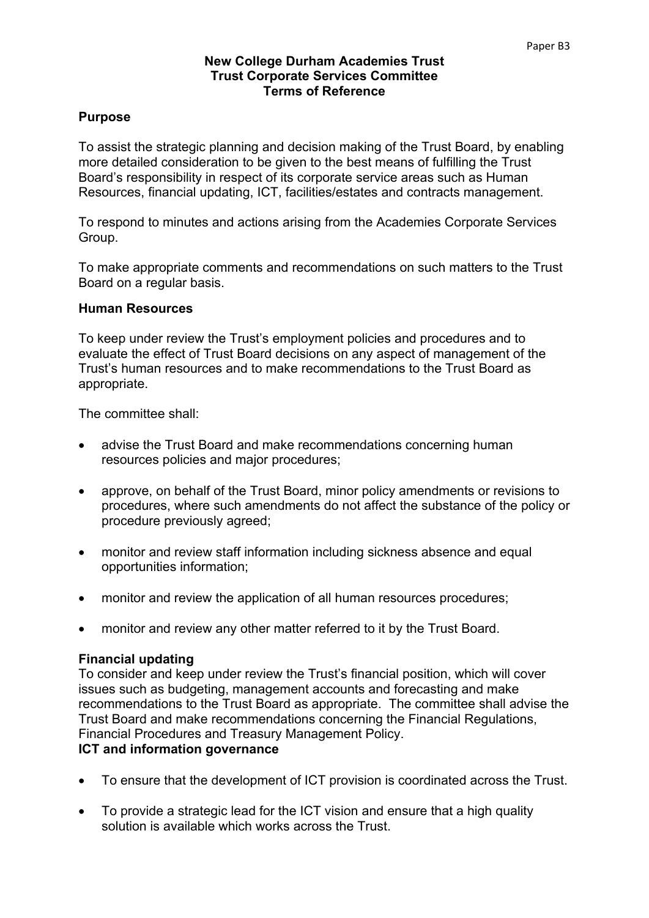Paper B3

**New College Durham Academies Trust**
**Trust Corporate Services Committee**
**Terms of Reference**

## Purpose

To assist the strategic planning and decision making of the Trust Board, by enabling more detailed consideration to be given to the best means of fulfilling the Trust Board's responsibility in respect of its corporate service areas such as Human Resources, financial updating, ICT, facilities/estates and contracts management.

To respond to minutes and actions arising from the Academies Corporate Services Group.

To make appropriate comments and recommendations on such matters to the Trust Board on a regular basis.

## Human Resources

To keep under review the Trust's employment policies and procedures and to evaluate the effect of Trust Board decisions on any aspect of management of the Trust's human resources and to make recommendations to the Trust Board as appropriate.

The committee shall:

- advise the Trust Board and make recommendations concerning human resources policies and major procedures;
- approve, on behalf of the Trust Board, minor policy amendments or revisions to procedures, where such amendments do not affect the substance of the policy or procedure previously agreed;
- monitor and review staff information including sickness absence and equal opportunities information;
- monitor and review the application of all human resources procedures;
- monitor and review any other matter referred to it by the Trust Board.

## Financial updating

To consider and keep under review the Trust's financial position, which will cover issues such as budgeting, management accounts and forecasting and make recommendations to the Trust Board as appropriate. The committee shall advise the Trust Board and make recommendations concerning the Financial Regulations, Financial Procedures and Treasury Management Policy.

## ICT and information governance

- To ensure that the development of ICT provision is coordinated across the Trust.
- To provide a strategic lead for the ICT vision and ensure that a high quality solution is available which works across the Trust.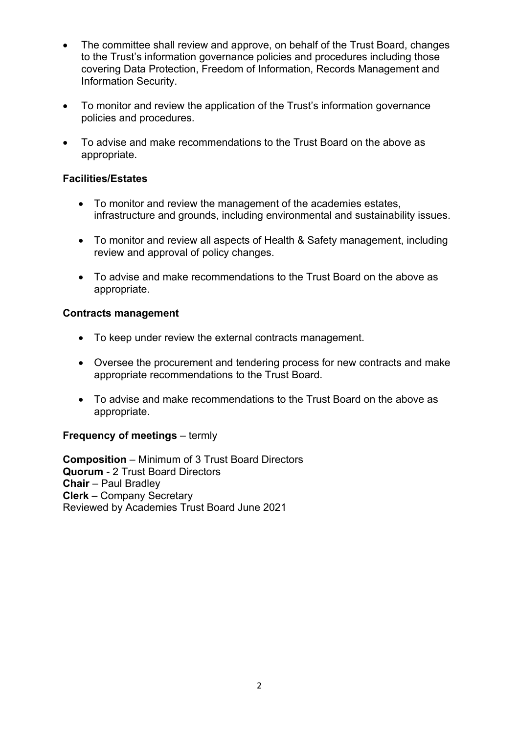- The committee shall review and approve, on behalf of the Trust Board, changes to the Trust's information governance policies and procedures including those covering Data Protection, Freedom of Information, Records Management and Information Security.

- To monitor and review the application of the Trust's information governance policies and procedures.

- To advise and make recommendations to the Trust Board on the above as appropriate.

**Facilities/Estates**

- To monitor and review the management of the academies estates, infrastructure and grounds, including environmental and sustainability issues.

- To monitor and review all aspects of Health & Safety management, including review and approval of policy changes.

- To advise and make recommendations to the Trust Board on the above as appropriate.

**Contracts management**

- To keep under review the external contracts management.

- Oversee the procurement and tendering process for new contracts and make appropriate recommendations to the Trust Board.

- To advise and make recommendations to the Trust Board on the above as appropriate.

**Frequency of meetings** – termly

**Composition** – Minimum of 3 Trust Board Directors
**Quorum** - 2 Trust Board Directors
**Chair** – Paul Bradley
**Clerk** – Company Secretary
Reviewed by Academies Trust Board June 2021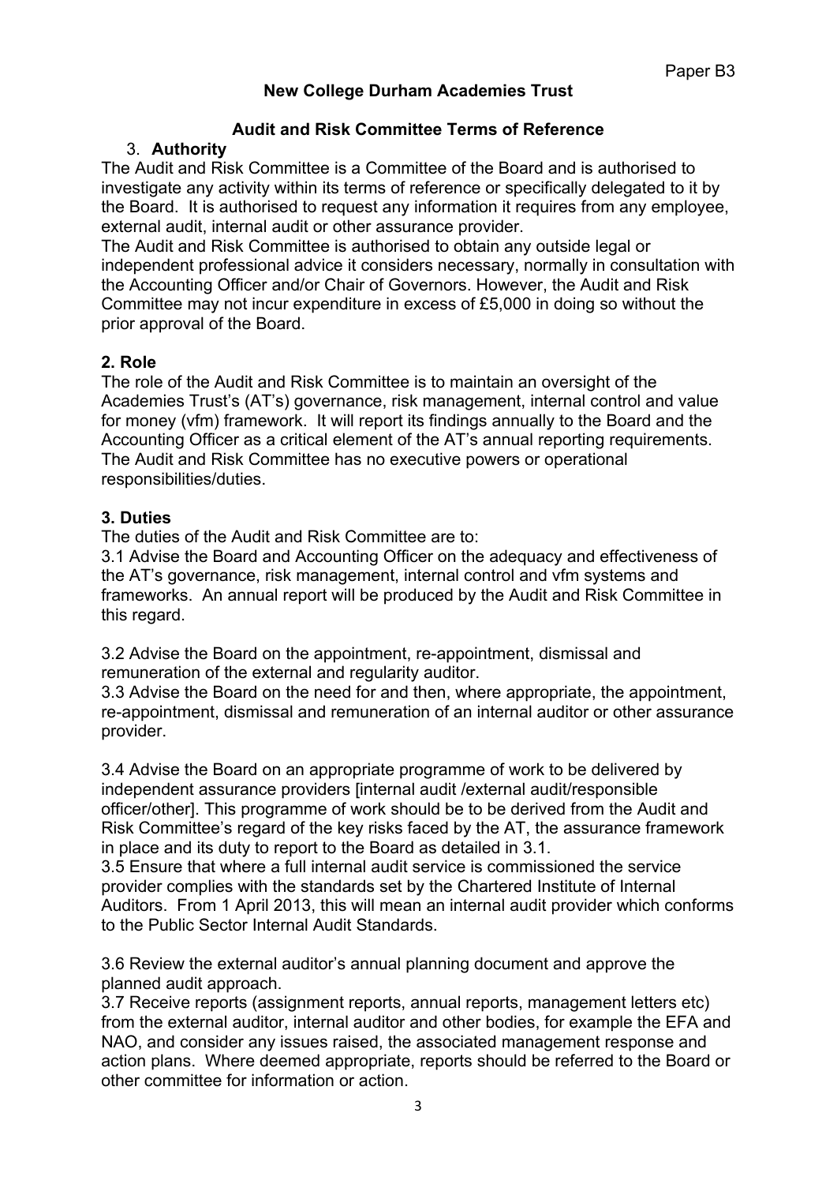Paper B3

**New College Durham Academies Trust**

**Audit and Risk Committee Terms of Reference**

3. **Authority**

The Audit and Risk Committee is a Committee of the Board and is authorised to investigate any activity within its terms of reference or specifically delegated to it by the Board. It is authorised to request any information it requires from any employee, external audit, internal audit or other assurance provider.

The Audit and Risk Committee is authorised to obtain any outside legal or independent professional advice it considers necessary, normally in consultation with the Accounting Officer and/or Chair of Governors. However, the Audit and Risk Committee may not incur expenditure in excess of £5,000 in doing so without the prior approval of the Board.

**2. Role**

The role of the Audit and Risk Committee is to maintain an oversight of the Academies Trust's (AT's) governance, risk management, internal control and value for money (vfm) framework. It will report its findings annually to the Board and the Accounting Officer as a critical element of the AT's annual reporting requirements. The Audit and Risk Committee has no executive powers or operational responsibilities/duties.

**3. Duties**

The duties of the Audit and Risk Committee are to:

3.1 Advise the Board and Accounting Officer on the adequacy and effectiveness of the AT's governance, risk management, internal control and vfm systems and frameworks. An annual report will be produced by the Audit and Risk Committee in this regard.

3.2 Advise the Board on the appointment, re-appointment, dismissal and remuneration of the external and regularity auditor.

3.3 Advise the Board on the need for and then, where appropriate, the appointment, re-appointment, dismissal and remuneration of an internal auditor or other assurance provider.

3.4 Advise the Board on an appropriate programme of work to be delivered by independent assurance providers [internal audit /external audit/responsible officer/other]. This programme of work should be to be derived from the Audit and Risk Committee's regard of the key risks faced by the AT, the assurance framework in place and its duty to report to the Board as detailed in 3.1.

3.5 Ensure that where a full internal audit service is commissioned the service provider complies with the standards set by the Chartered Institute of Internal Auditors. From 1 April 2013, this will mean an internal audit provider which conforms to the Public Sector Internal Audit Standards.

3.6 Review the external auditor's annual planning document and approve the planned audit approach.

3.7 Receive reports (assignment reports, annual reports, management letters etc) from the external auditor, internal auditor and other bodies, for example the EFA and NAO, and consider any issues raised, the associated management response and action plans. Where deemed appropriate, reports should be referred to the Board or other committee for information or action.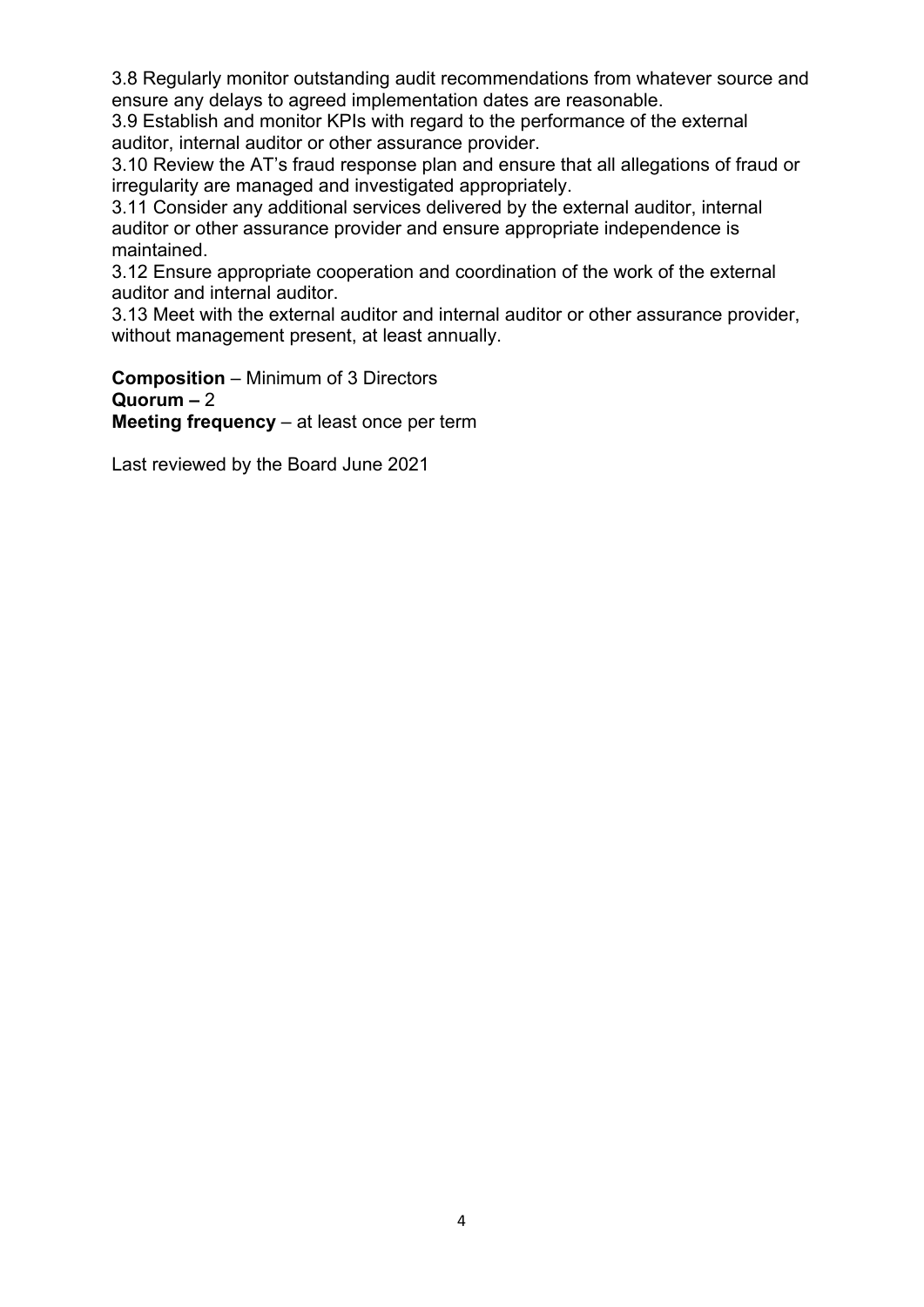3.8 Regularly monitor outstanding audit recommendations from whatever source and ensure any delays to agreed implementation dates are reasonable.
3.9 Establish and monitor KPIs with regard to the performance of the external auditor, internal auditor or other assurance provider.
3.10 Review the AT's fraud response plan and ensure that all allegations of fraud or irregularity are managed and investigated appropriately.
3.11 Consider any additional services delivered by the external auditor, internal auditor or other assurance provider and ensure appropriate independence is maintained.
3.12 Ensure appropriate cooperation and coordination of the work of the external auditor and internal auditor.
3.13 Meet with the external auditor and internal auditor or other assurance provider, without management present, at least annually.

**Composition** – Minimum of 3 Directors
**Quorum –** 2
**Meeting frequency** – at least once per term

Last reviewed by the Board June 2021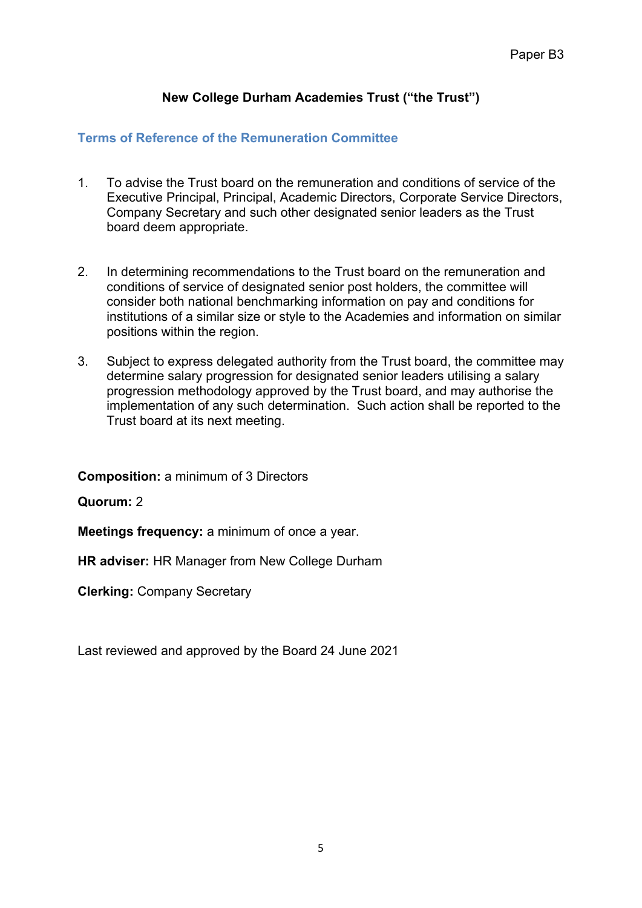Paper B3

# New College Durham Academies Trust ("the Trust")

## Terms of Reference of the Remuneration Committee

1. To advise the Trust board on the remuneration and conditions of service of the Executive Principal, Principal, Academic Directors, Corporate Service Directors, Company Secretary and such other designated senior leaders as the Trust board deem appropriate.

2. In determining recommendations to the Trust board on the remuneration and conditions of service of designated senior post holders, the committee will consider both national benchmarking information on pay and conditions for institutions of a similar size or style to the Academies and information on similar positions within the region.

3. Subject to express delegated authority from the Trust board, the committee may determine salary progression for designated senior leaders utilising a salary progression methodology approved by the Trust board, and may authorise the implementation of any such determination. Such action shall be reported to the Trust board at its next meeting.

**Composition:** a minimum of 3 Directors

**Quorum:** 2

**Meetings frequency:** a minimum of once a year.

**HR adviser:** HR Manager from New College Durham

**Clerking:** Company Secretary

Last reviewed and approved by the Board 24 June 2021